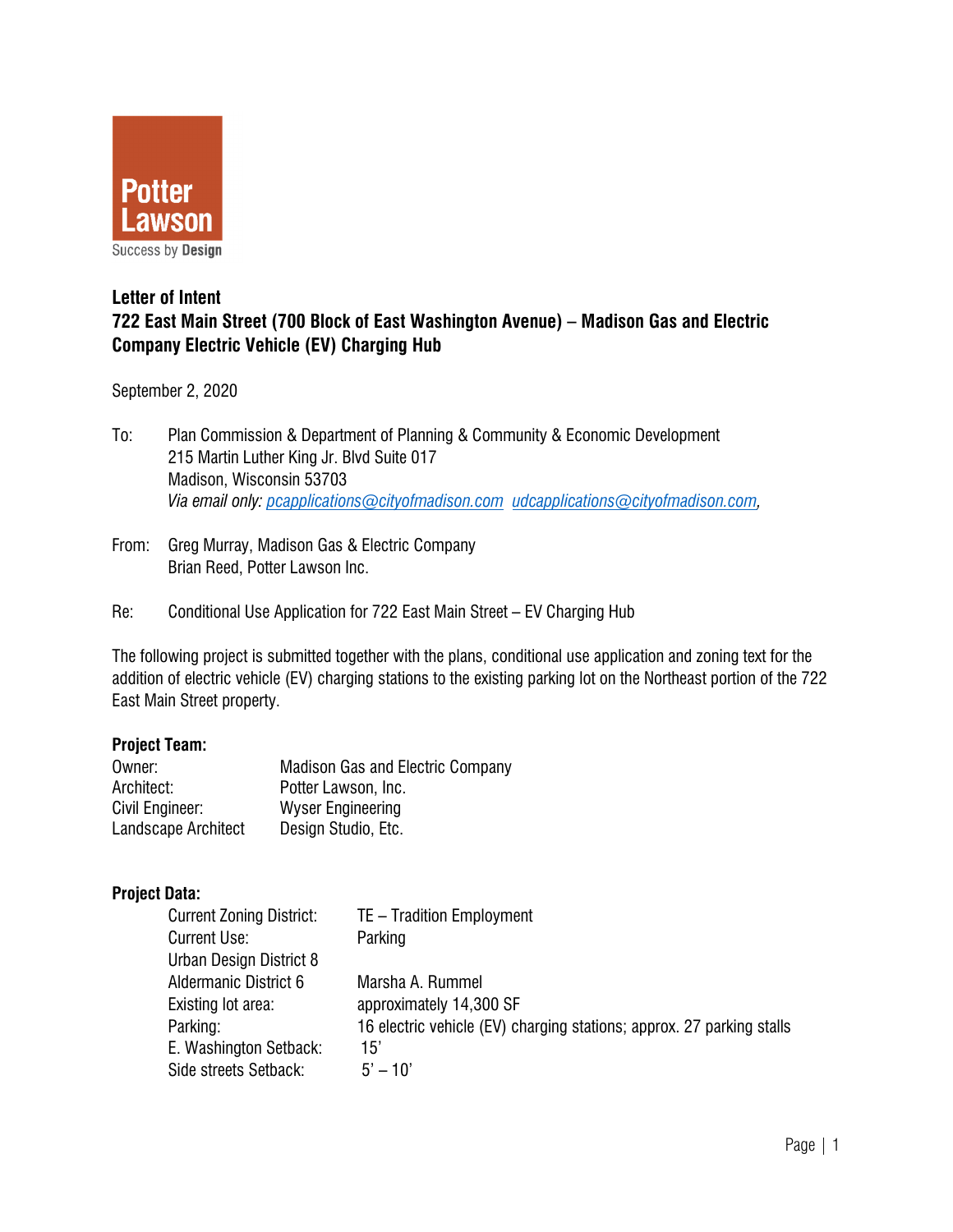Potter Lawson
Success by Design

**Letter of Intent**
**722 East Main Street (700 Block of East Washington Avenue) – Madison Gas and Electric Company Electric Vehicle (EV) Charging Hub**

September 2, 2020

To: Plan Commission & Department of Planning & Community & Economic Development
215 Martin Luther King Jr. Blvd Suite 017
Madison, Wisconsin 53703
*Via email only: pcapplications@cityofmadison.com udcapplications@cityofmadison.com,*

From: Greg Murray, Madison Gas & Electric Company
Brian Reed, Potter Lawson Inc.

Re: Conditional Use Application for 722 East Main Street – EV Charging Hub

The following project is submitted together with the plans, conditional use application and zoning text for the addition of electric vehicle (EV) charging stations to the existing parking lot on the Northeast portion of the 722 East Main Street property.

**Project Team:**

| | |
|---|---|
| Owner: | Madison Gas and Electric Company |
| Architect: | Potter Lawson, Inc. |
| Civil Engineer: | Wyser Engineering |
| Landscape Architect | Design Studio, Etc. |

**Project Data:**

| | |
|---|---|
| Current Zoning District: | TE – Tradition Employment |
| Current Use: | Parking |
| Urban Design District 8 | |
| Aldermanic District 6 | Marsha A. Rummel |
| Existing lot area: | approximately 14,300 SF |
| Parking: | 16 electric vehicle (EV) charging stations; approx. 27 parking stalls |
| E. Washington Setback: | 15' |
| Side streets Setback: | 5' – 10' |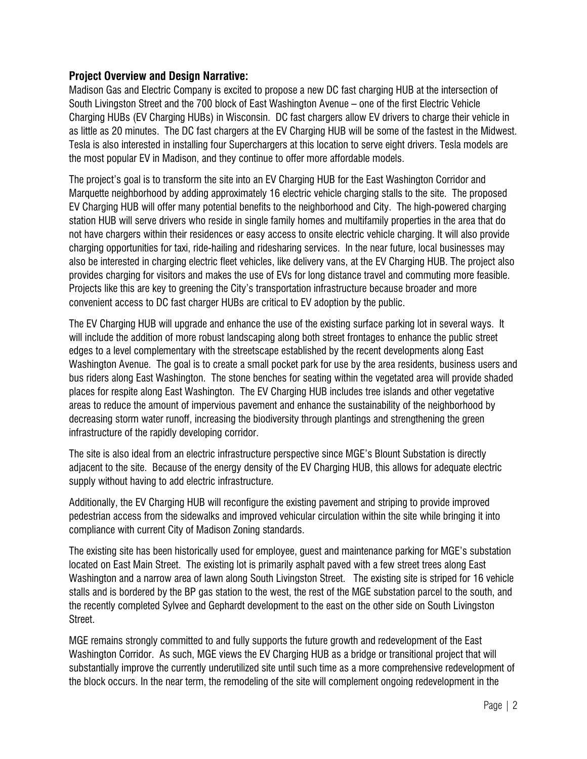## Project Overview and Design Narrative:

Madison Gas and Electric Company is excited to propose a new DC fast charging HUB at the intersection of South Livingston Street and the 700 block of East Washington Avenue – one of the first Electric Vehicle Charging HUBs (EV Charging HUBs) in Wisconsin. DC fast chargers allow EV drivers to charge their vehicle in as little as 20 minutes. The DC fast chargers at the EV Charging HUB will be some of the fastest in the Midwest. Tesla is also interested in installing four Superchargers at this location to serve eight drivers. Tesla models are the most popular EV in Madison, and they continue to offer more affordable models.

The project's goal is to transform the site into an EV Charging HUB for the East Washington Corridor and Marquette neighborhood by adding approximately 16 electric vehicle charging stalls to the site. The proposed EV Charging HUB will offer many potential benefits to the neighborhood and City. The high-powered charging station HUB will serve drivers who reside in single family homes and multifamily properties in the area that do not have chargers within their residences or easy access to onsite electric vehicle charging. It will also provide charging opportunities for taxi, ride-hailing and ridesharing services. In the near future, local businesses may also be interested in charging electric fleet vehicles, like delivery vans, at the EV Charging HUB. The project also provides charging for visitors and makes the use of EVs for long distance travel and commuting more feasible. Projects like this are key to greening the City's transportation infrastructure because broader and more convenient access to DC fast charger HUBs are critical to EV adoption by the public.

The EV Charging HUB will upgrade and enhance the use of the existing surface parking lot in several ways. It will include the addition of more robust landscaping along both street frontages to enhance the public street edges to a level complementary with the streetscape established by the recent developments along East Washington Avenue. The goal is to create a small pocket park for use by the area residents, business users and bus riders along East Washington. The stone benches for seating within the vegetated area will provide shaded places for respite along East Washington. The EV Charging HUB includes tree islands and other vegetative areas to reduce the amount of impervious pavement and enhance the sustainability of the neighborhood by decreasing storm water runoff, increasing the biodiversity through plantings and strengthening the green infrastructure of the rapidly developing corridor.

The site is also ideal from an electric infrastructure perspective since MGE's Blount Substation is directly adjacent to the site. Because of the energy density of the EV Charging HUB, this allows for adequate electric supply without having to add electric infrastructure.

Additionally, the EV Charging HUB will reconfigure the existing pavement and striping to provide improved pedestrian access from the sidewalks and improved vehicular circulation within the site while bringing it into compliance with current City of Madison Zoning standards.

The existing site has been historically used for employee, guest and maintenance parking for MGE's substation located on East Main Street. The existing lot is primarily asphalt paved with a few street trees along East Washington and a narrow area of lawn along South Livingston Street. The existing site is striped for 16 vehicle stalls and is bordered by the BP gas station to the west, the rest of the MGE substation parcel to the south, and the recently completed Sylvee and Gephardt development to the east on the other side on South Livingston Street.

MGE remains strongly committed to and fully supports the future growth and redevelopment of the East Washington Corridor. As such, MGE views the EV Charging HUB as a bridge or transitional project that will substantially improve the currently underutilized site until such time as a more comprehensive redevelopment of the block occurs. In the near term, the remodeling of the site will complement ongoing redevelopment in the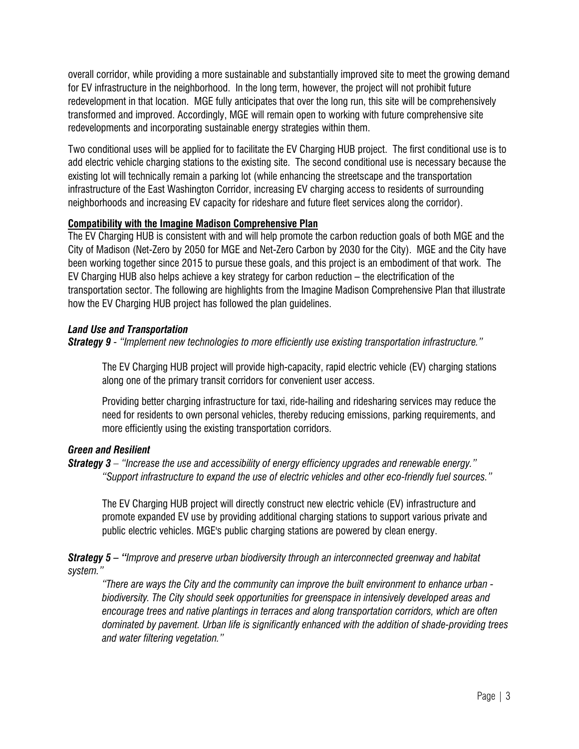overall corridor, while providing a more sustainable and substantially improved site to meet the growing demand for EV infrastructure in the neighborhood. In the long term, however, the project will not prohibit future redevelopment in that location. MGE fully anticipates that over the long run, this site will be comprehensively transformed and improved. Accordingly, MGE will remain open to working with future comprehensive site redevelopments and incorporating sustainable energy strategies within them.

Two conditional uses will be applied for to facilitate the EV Charging HUB project. The first conditional use is to add electric vehicle charging stations to the existing site. The second conditional use is necessary because the existing lot will technically remain a parking lot (while enhancing the streetscape and the transportation infrastructure of the East Washington Corridor, increasing EV charging access to residents of surrounding neighborhoods and increasing EV capacity for rideshare and future fleet services along the corridor).

**Compatibility with the Imagine Madison Comprehensive Plan**

The EV Charging HUB is consistent with and will help promote the carbon reduction goals of both MGE and the City of Madison (Net-Zero by 2050 for MGE and Net-Zero Carbon by 2030 for the City). MGE and the City have been working together since 2015 to pursue these goals, and this project is an embodiment of that work. The EV Charging HUB also helps achieve a key strategy for carbon reduction – the electrification of the transportation sector. The following are highlights from the Imagine Madison Comprehensive Plan that illustrate how the EV Charging HUB project has followed the plan guidelines.

***Land Use and Transportation***

***Strategy 9*** - *"Implement new technologies to more efficiently use existing transportation infrastructure."*

The EV Charging HUB project will provide high-capacity, rapid electric vehicle (EV) charging stations along one of the primary transit corridors for convenient user access.

Providing better charging infrastructure for taxi, ride-hailing and ridesharing services may reduce the need for residents to own personal vehicles, thereby reducing emissions, parking requirements, and more efficiently using the existing transportation corridors.

***Green and Resilient***

***Strategy 3*** – *"Increase the use and accessibility of energy efficiency upgrades and renewable energy."*
*"Support infrastructure to expand the use of electric vehicles and other eco-friendly fuel sources."*

The EV Charging HUB project will directly construct new electric vehicle (EV) infrastructure and promote expanded EV use by providing additional charging stations to support various private and public electric vehicles. MGE's public charging stations are powered by clean energy.

***Strategy 5*** – *"Improve and preserve urban biodiversity through an interconnected greenway and habitat system."*

*"There are ways the City and the community can improve the built environment to enhance urban - biodiversity. The City should seek opportunities for greenspace in intensively developed areas and encourage trees and native plantings in terraces and along transportation corridors, which are often dominated by pavement. Urban life is significantly enhanced with the addition of shade-providing trees and water filtering vegetation."*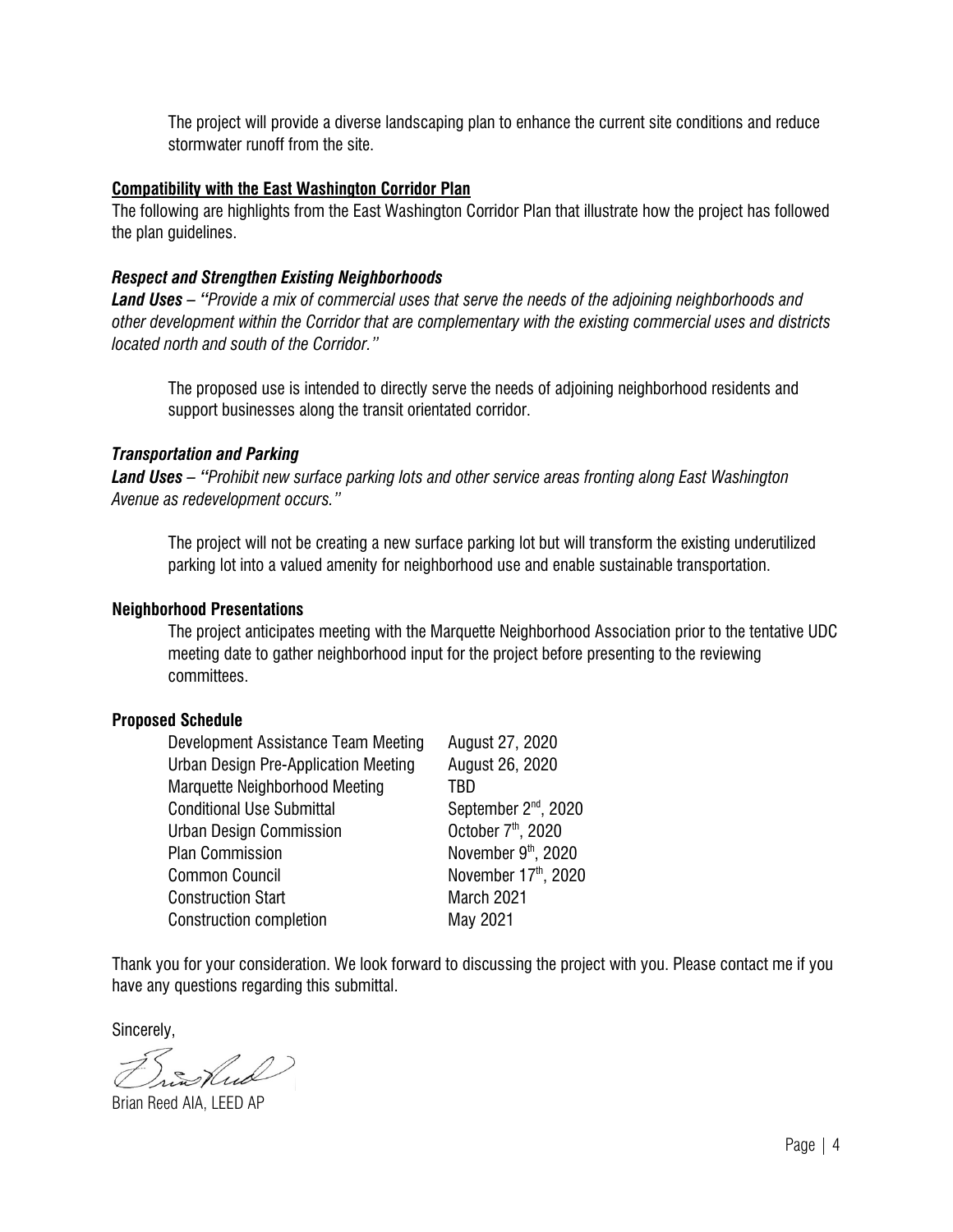The project will provide a diverse landscaping plan to enhance the current site conditions and reduce stormwater runoff from the site.

**Compatibility with the East Washington Corridor Plan**

The following are highlights from the East Washington Corridor Plan that illustrate how the project has followed the plan guidelines.

***Respect and Strengthen Existing Neighborhoods***

***Land Uses*** – *"Provide a mix of commercial uses that serve the needs of the adjoining neighborhoods and other development within the Corridor that are complementary with the existing commercial uses and districts located north and south of the Corridor."*

The proposed use is intended to directly serve the needs of adjoining neighborhood residents and support businesses along the transit orientated corridor.

***Transportation and Parking***

***Land Uses*** – *"Prohibit new surface parking lots and other service areas fronting along East Washington Avenue as redevelopment occurs."*

The project will not be creating a new surface parking lot but will transform the existing underutilized parking lot into a valued amenity for neighborhood use and enable sustainable transportation.

**Neighborhood Presentations**

The project anticipates meeting with the Marquette Neighborhood Association prior to the tentative UDC meeting date to gather neighborhood input for the project before presenting to the reviewing committees.

**Proposed Schedule**

| | |
|---|---|
| Development Assistance Team Meeting | August 27, 2020 |
| Urban Design Pre-Application Meeting | August 26, 2020 |
| Marquette Neighborhood Meeting | TBD |
| Conditional Use Submittal | September 2nd, 2020 |
| Urban Design Commission | October 7th, 2020 |
| Plan Commission | November 9th, 2020 |
| Common Council | November 17th, 2020 |
| Construction Start | March 2021 |
| Construction completion | May 2021 |

Thank you for your consideration. We look forward to discussing the project with you. Please contact me if you have any questions regarding this submittal.

Sincerely,

Brian Reed AIA, LEED AP